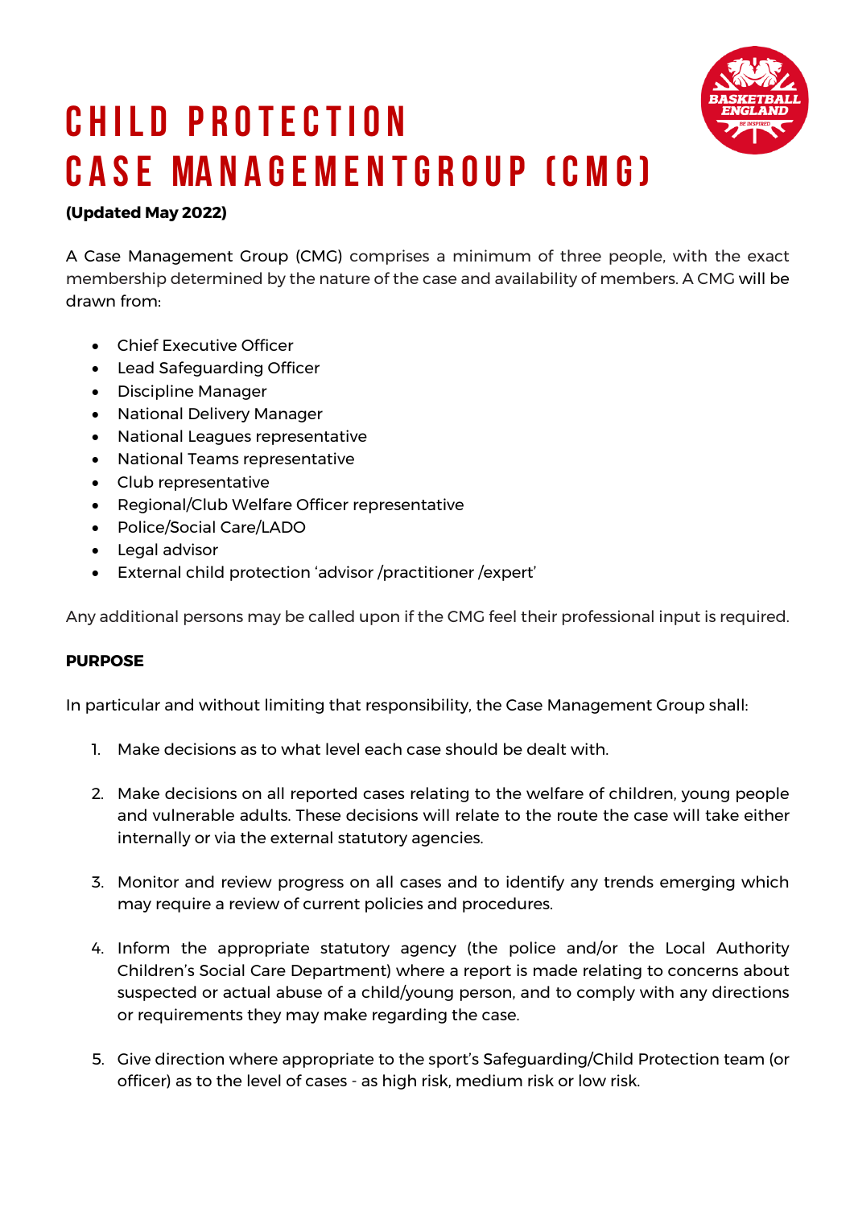# CHILD PROTECTION CASE MANAGEMENTGROUP (CMG)

**(Updated May 2022)**

A Case Management Group (CMG) comprises a minimum of three people, with the exact membership determined by the nature of the case and availability of members. A CMG will be drawn from:

- Chief Executive Officer
- Lead Safeguarding Officer
- Discipline Manager
- National Delivery Manager
- National Leagues representative
- National Teams representative
- Club representative
- Regional/Club Welfare Officer representative
- Police/Social Care/LADO
- Legal advisor
- External child protection 'advisor /practitioner /expert'

Any additional persons may be called upon if the CMG feel their professional input is required.

**PURPOSE**

In particular and without limiting that responsibility, the Case Management Group shall:

1. Make decisions as to what level each case should be dealt with.
2. Make decisions on all reported cases relating to the welfare of children, young people and vulnerable adults. These decisions will relate to the route the case will take either internally or via the external statutory agencies.
3. Monitor and review progress on all cases and to identify any trends emerging which may require a review of current policies and procedures.
4. Inform the appropriate statutory agency (the police and/or the Local Authority Children's Social Care Department) where a report is made relating to concerns about suspected or actual abuse of a child/young person, and to comply with any directions or requirements they may make regarding the case.
5. Give direction where appropriate to the sport's Safeguarding/Child Protection team (or officer) as to the level of cases - as high risk, medium risk or low risk.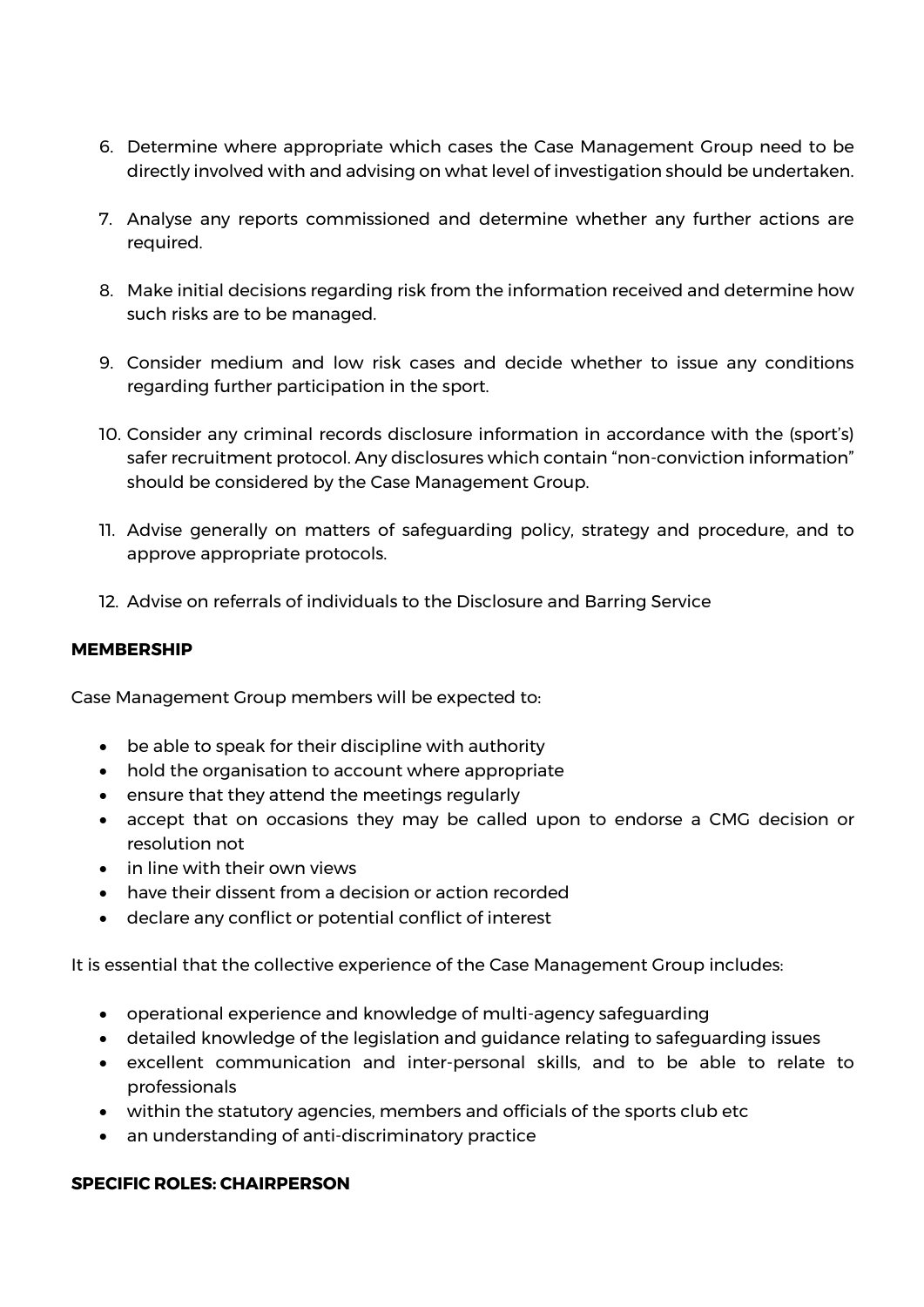6. Determine where appropriate which cases the Case Management Group need to be directly involved with and advising on what level of investigation should be undertaken.

7. Analyse any reports commissioned and determine whether any further actions are required.

8. Make initial decisions regarding risk from the information received and determine how such risks are to be managed.

9. Consider medium and low risk cases and decide whether to issue any conditions regarding further participation in the sport.

10. Consider any criminal records disclosure information in accordance with the (sport's) safer recruitment protocol. Any disclosures which contain "non-conviction information" should be considered by the Case Management Group.

11. Advise generally on matters of safeguarding policy, strategy and procedure, and to approve appropriate protocols.

12. Advise on referrals of individuals to the Disclosure and Barring Service

**MEMBERSHIP**

Case Management Group members will be expected to:

- be able to speak for their discipline with authority
- hold the organisation to account where appropriate
- ensure that they attend the meetings regularly
- accept that on occasions they may be called upon to endorse a CMG decision or resolution not
- in line with their own views
- have their dissent from a decision or action recorded
- declare any conflict or potential conflict of interest

It is essential that the collective experience of the Case Management Group includes:

- operational experience and knowledge of multi-agency safeguarding
- detailed knowledge of the legislation and guidance relating to safeguarding issues
- excellent communication and inter-personal skills, and to be able to relate to professionals
- within the statutory agencies, members and officials of the sports club etc
- an understanding of anti-discriminatory practice

**SPECIFIC ROLES: CHAIRPERSON**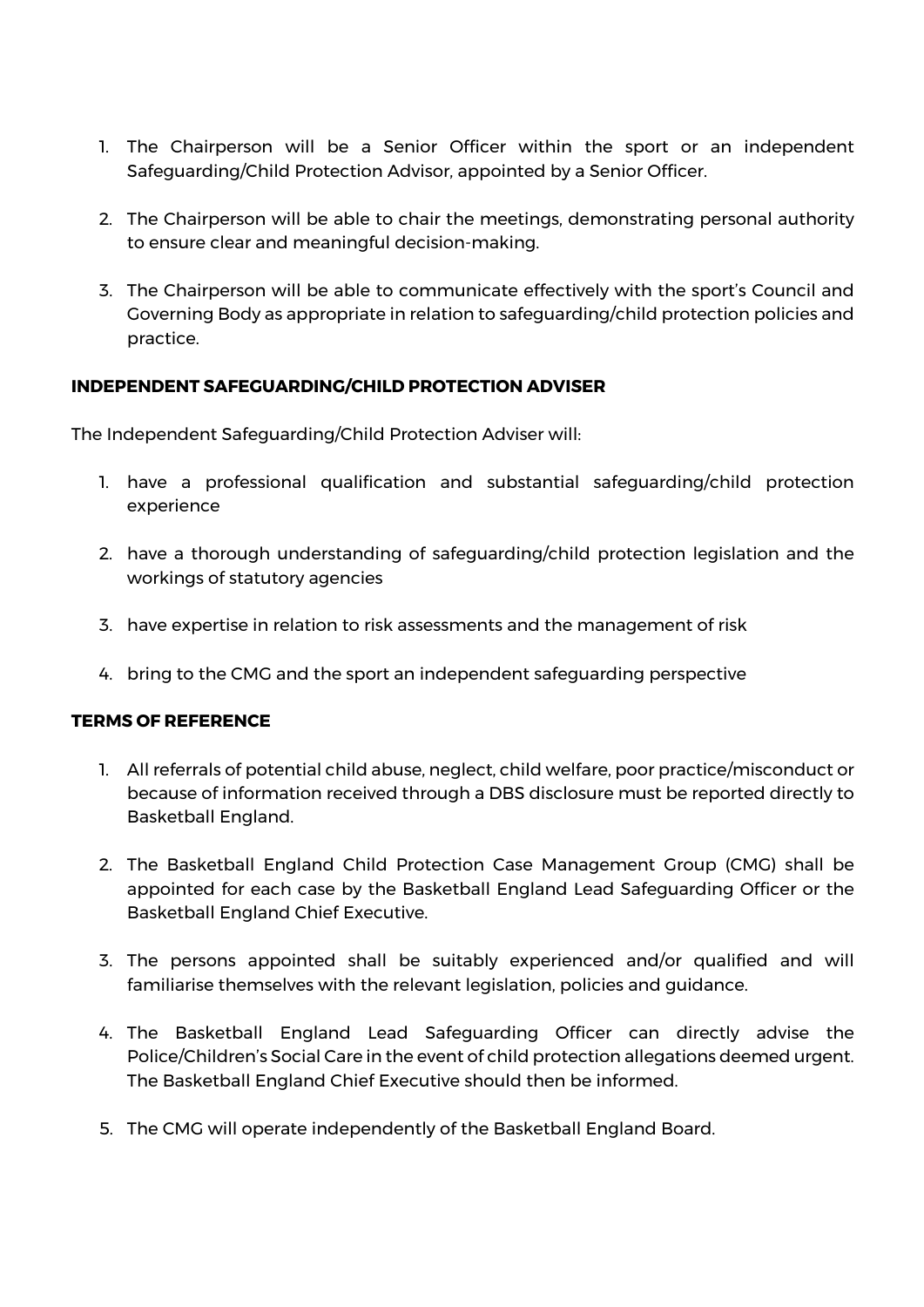1. The Chairperson will be a Senior Officer within the sport or an independent Safeguarding/Child Protection Advisor, appointed by a Senior Officer.

2. The Chairperson will be able to chair the meetings, demonstrating personal authority to ensure clear and meaningful decision-making.

3. The Chairperson will be able to communicate effectively with the sport's Council and Governing Body as appropriate in relation to safeguarding/child protection policies and practice.

**INDEPENDENT SAFEGUARDING/CHILD PROTECTION ADVISER**

The Independent Safeguarding/Child Protection Adviser will:

1. have a professional qualification and substantial safeguarding/child protection experience

2. have a thorough understanding of safeguarding/child protection legislation and the workings of statutory agencies

3. have expertise in relation to risk assessments and the management of risk

4. bring to the CMG and the sport an independent safeguarding perspective

**TERMS OF REFERENCE**

1. All referrals of potential child abuse, neglect, child welfare, poor practice/misconduct or because of information received through a DBS disclosure must be reported directly to Basketball England.

2. The Basketball England Child Protection Case Management Group (CMG) shall be appointed for each case by the Basketball England Lead Safeguarding Officer or the Basketball England Chief Executive.

3. The persons appointed shall be suitably experienced and/or qualified and will familiarise themselves with the relevant legislation, policies and guidance.

4. The Basketball England Lead Safeguarding Officer can directly advise the Police/Children's Social Care in the event of child protection allegations deemed urgent. The Basketball England Chief Executive should then be informed.

5. The CMG will operate independently of the Basketball England Board.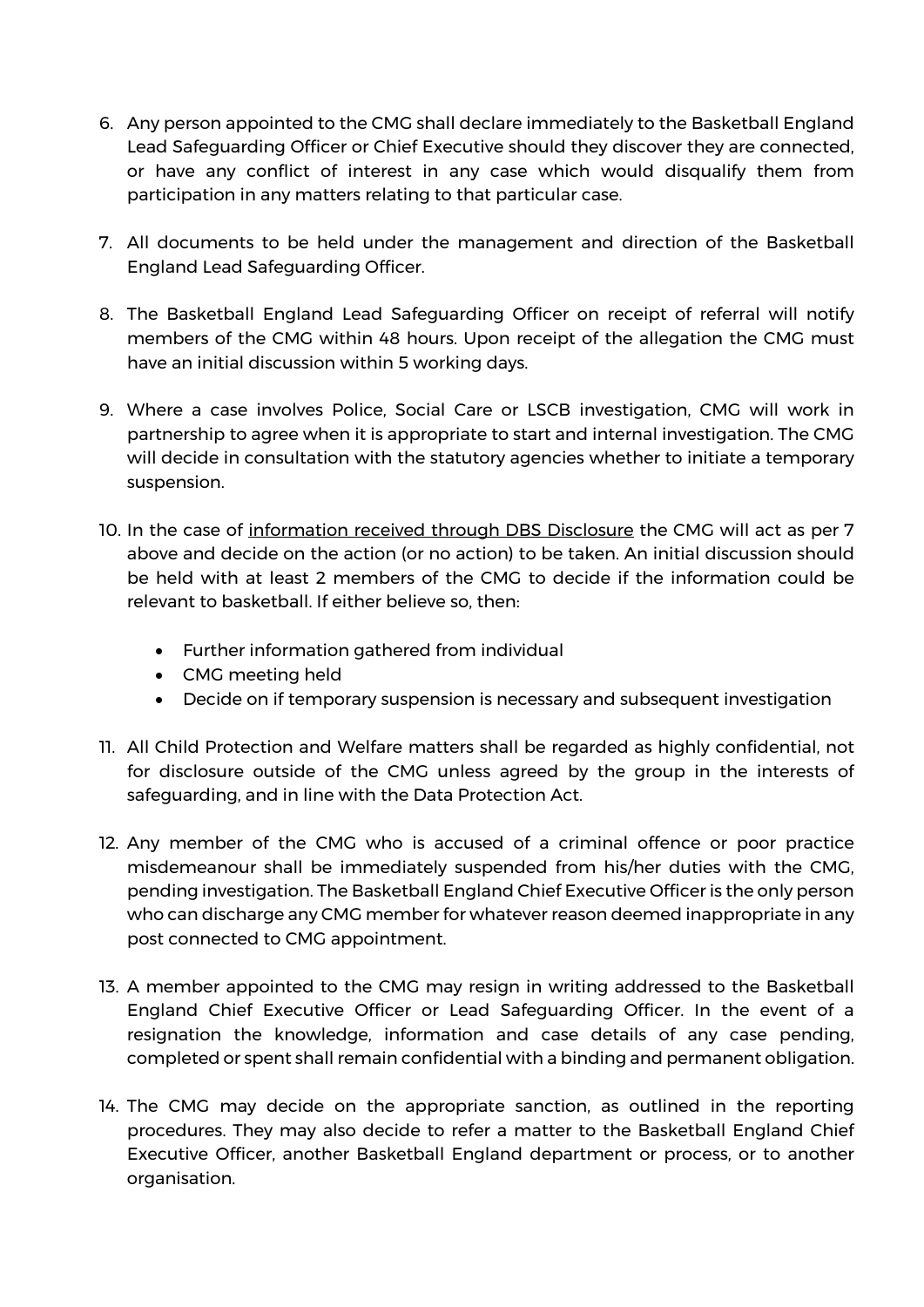6. Any person appointed to the CMG shall declare immediately to the Basketball England Lead Safeguarding Officer or Chief Executive should they discover they are connected, or have any conflict of interest in any case which would disqualify them from participation in any matters relating to that particular case.

7. All documents to be held under the management and direction of the Basketball England Lead Safeguarding Officer.

8. The Basketball England Lead Safeguarding Officer on receipt of referral will notify members of the CMG within 48 hours. Upon receipt of the allegation the CMG must have an initial discussion within 5 working days.

9. Where a case involves Police, Social Care or LSCB investigation, CMG will work in partnership to agree when it is appropriate to start and internal investigation. The CMG will decide in consultation with the statutory agencies whether to initiate a temporary suspension.

10. In the case of information received through DBS Disclosure the CMG will act as per 7 above and decide on the action (or no action) to be taken. An initial discussion should be held with at least 2 members of the CMG to decide if the information could be relevant to basketball. If either believe so, then:

    - Further information gathered from individual
    - CMG meeting held
    - Decide on if temporary suspension is necessary and subsequent investigation

11. All Child Protection and Welfare matters shall be regarded as highly confidential, not for disclosure outside of the CMG unless agreed by the group in the interests of safeguarding, and in line with the Data Protection Act.

12. Any member of the CMG who is accused of a criminal offence or poor practice misdemeanour shall be immediately suspended from his/her duties with the CMG, pending investigation. The Basketball England Chief Executive Officer is the only person who can discharge any CMG member for whatever reason deemed inappropriate in any post connected to CMG appointment.

13. A member appointed to the CMG may resign in writing addressed to the Basketball England Chief Executive Officer or Lead Safeguarding Officer. In the event of a resignation the knowledge, information and case details of any case pending, completed or spent shall remain confidential with a binding and permanent obligation.

14. The CMG may decide on the appropriate sanction, as outlined in the reporting procedures. They may also decide to refer a matter to the Basketball England Chief Executive Officer, another Basketball England department or process, or to another organisation.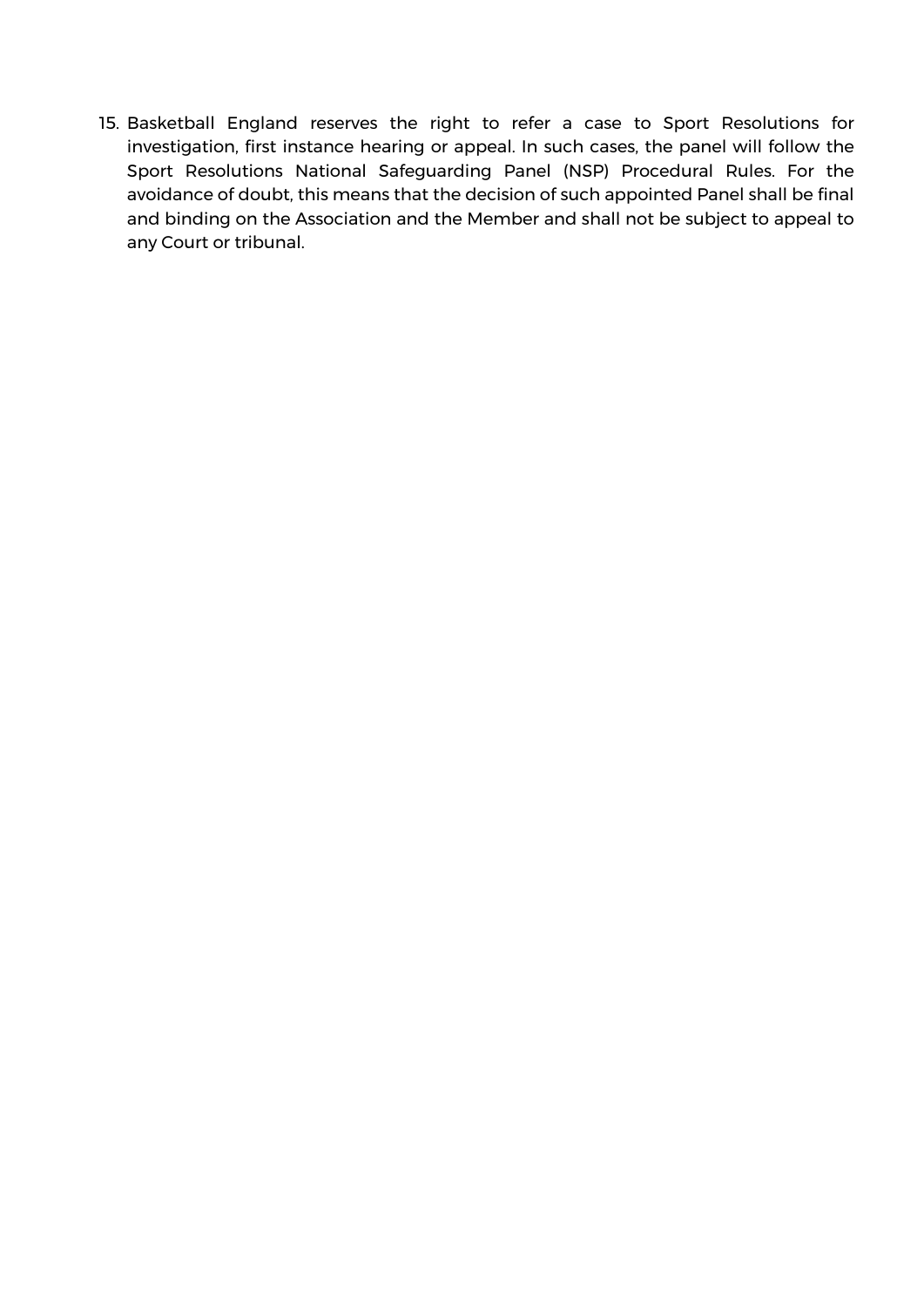15. Basketball England reserves the right to refer a case to Sport Resolutions for investigation, first instance hearing or appeal. In such cases, the panel will follow the Sport Resolutions National Safeguarding Panel (NSP) Procedural Rules. For the avoidance of doubt, this means that the decision of such appointed Panel shall be final and binding on the Association and the Member and shall not be subject to appeal to any Court or tribunal.